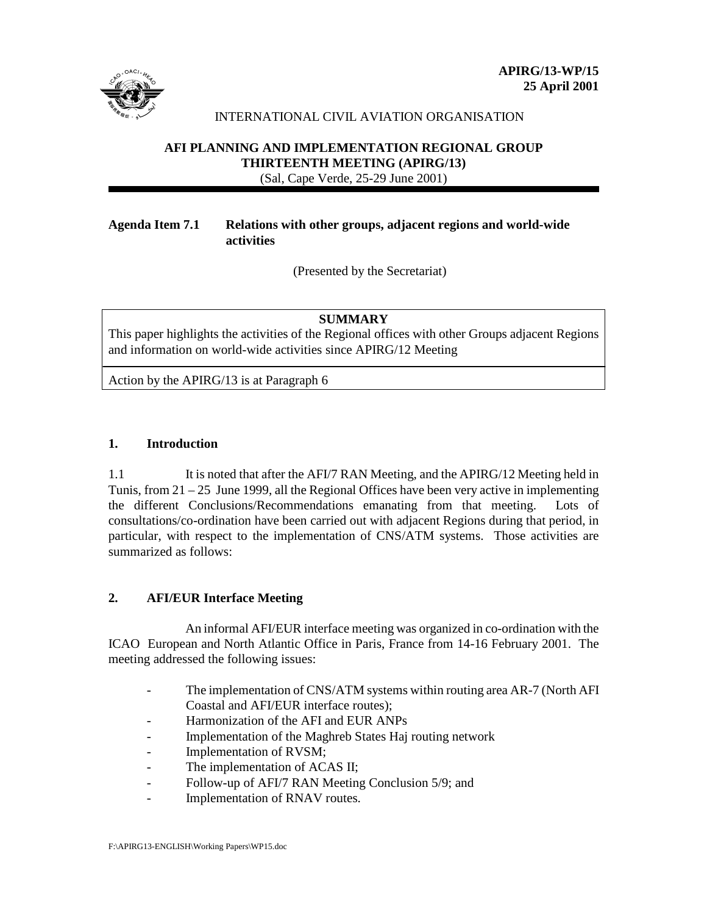**APIRG/13-WP/15**
**25 April 2001**

INTERNATIONAL CIVIL AVIATION ORGANISATION

**AFI PLANNING AND IMPLEMENTATION REGIONAL GROUP**
**THIRTEENTH MEETING (APIRG/13)**
(Sal, Cape Verde, 25-29 June 2001)

**Agenda Item 7.1 Relations with other groups, adjacent regions and world-wide activities**

(Presented by the Secretariat)

| **SUMMARY** |
| --- |
| This paper highlights the activities of the Regional offices with other Groups adjacent Regions and information on world-wide activities since APIRG/12 Meeting |
| Action by the APIRG/13 is at Paragraph 6 |

## 1. Introduction

1.1 It is noted that after the AFI/7 RAN Meeting, and the APIRG/12 Meeting held in Tunis, from 21 – 25 June 1999, all the Regional Offices have been very active in implementing the different Conclusions/Recommendations emanating from that meeting. Lots of consultations/co-ordination have been carried out with adjacent Regions during that period, in particular, with respect to the implementation of CNS/ATM systems. Those activities are summarized as follows:

## 2. AFI/EUR Interface Meeting

An informal AFI/EUR interface meeting was organized in co-ordination with the ICAO European and North Atlantic Office in Paris, France from 14-16 February 2001. The meeting addressed the following issues:

- The implementation of CNS/ATM systems within routing area AR-7 (North AFI Coastal and AFI/EUR interface routes);
- Harmonization of the AFI and EUR ANPs
- Implementation of the Maghreb States Haj routing network
- Implementation of RVSM;
- The implementation of ACAS II;
- Follow-up of AFI/7 RAN Meeting Conclusion 5/9; and
- Implementation of RNAV routes.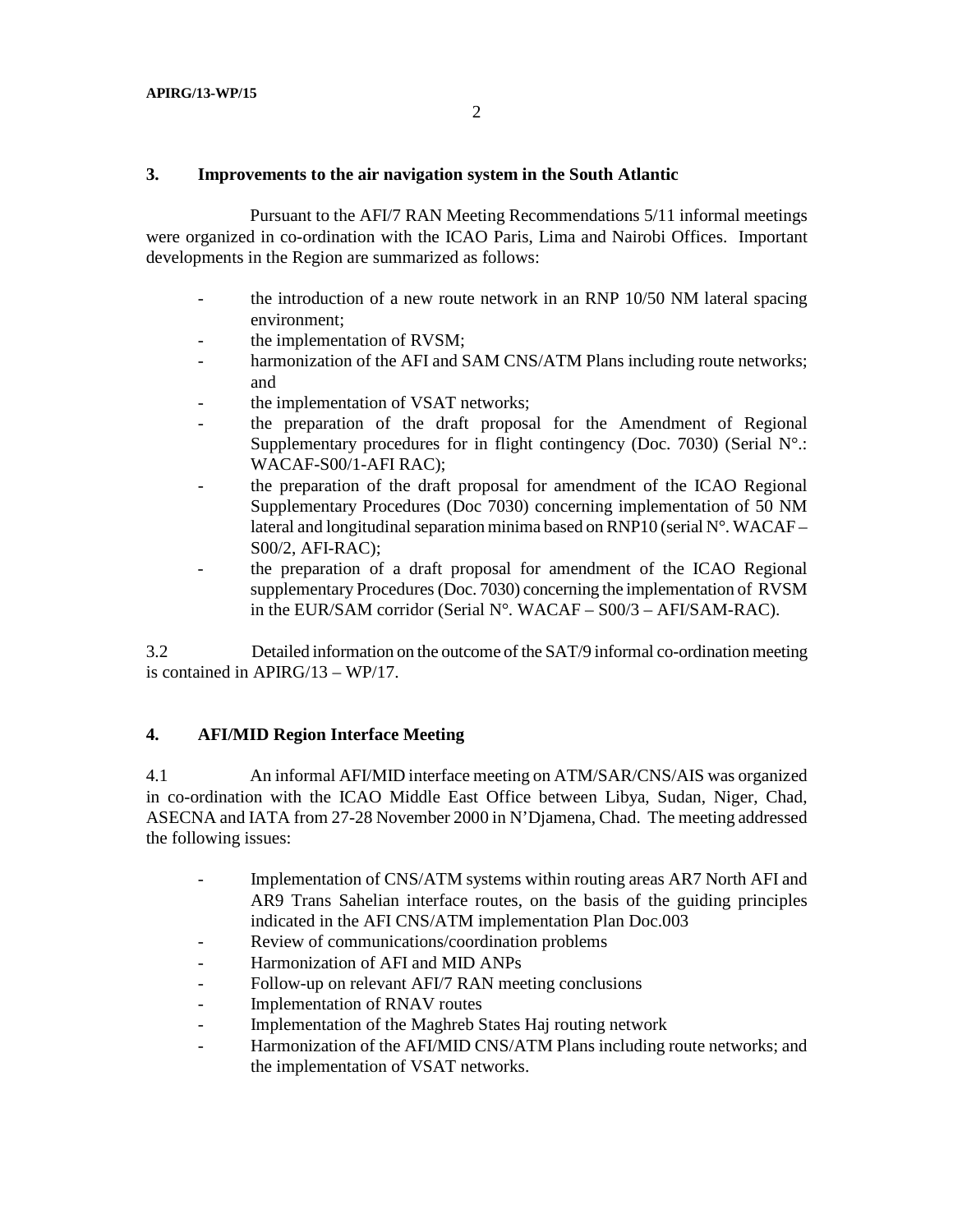## 3. Improvements to the air navigation system in the South Atlantic

Pursuant to the AFI/7 RAN Meeting Recommendations 5/11 informal meetings were organized in co-ordination with the ICAO Paris, Lima and Nairobi Offices. Important developments in the Region are summarized as follows:

- the introduction of a new route network in an RNP 10/50 NM lateral spacing environment;
- the implementation of RVSM;
- harmonization of the AFI and SAM CNS/ATM Plans including route networks; and
- the implementation of VSAT networks;
- the preparation of the draft proposal for the Amendment of Regional Supplementary procedures for in flight contingency (Doc. 7030) (Serial N°.: WACAF-S00/1-AFI RAC);
- the preparation of the draft proposal for amendment of the ICAO Regional Supplementary Procedures (Doc 7030) concerning implementation of 50 NM lateral and longitudinal separation minima based on RNP10 (serial N°. WACAF – S00/2, AFI-RAC);
- the preparation of a draft proposal for amendment of the ICAO Regional supplementary Procedures (Doc. 7030) concerning the implementation of RVSM in the EUR/SAM corridor (Serial N°. WACAF – S00/3 – AFI/SAM-RAC).

3.2 Detailed information on the outcome of the SAT/9 informal co-ordination meeting is contained in APIRG/13 – WP/17.

## 4. AFI/MID Region Interface Meeting

4.1 An informal AFI/MID interface meeting on ATM/SAR/CNS/AIS was organized in co-ordination with the ICAO Middle East Office between Libya, Sudan, Niger, Chad, ASECNA and IATA from 27-28 November 2000 in N'Djamena, Chad. The meeting addressed the following issues:

- Implementation of CNS/ATM systems within routing areas AR7 North AFI and AR9 Trans Sahelian interface routes, on the basis of the guiding principles indicated in the AFI CNS/ATM implementation Plan Doc.003
- Review of communications/coordination problems
- Harmonization of AFI and MID ANPs
- Follow-up on relevant AFI/7 RAN meeting conclusions
- Implementation of RNAV routes
- Implementation of the Maghreb States Haj routing network
- Harmonization of the AFI/MID CNS/ATM Plans including route networks; and the implementation of VSAT networks.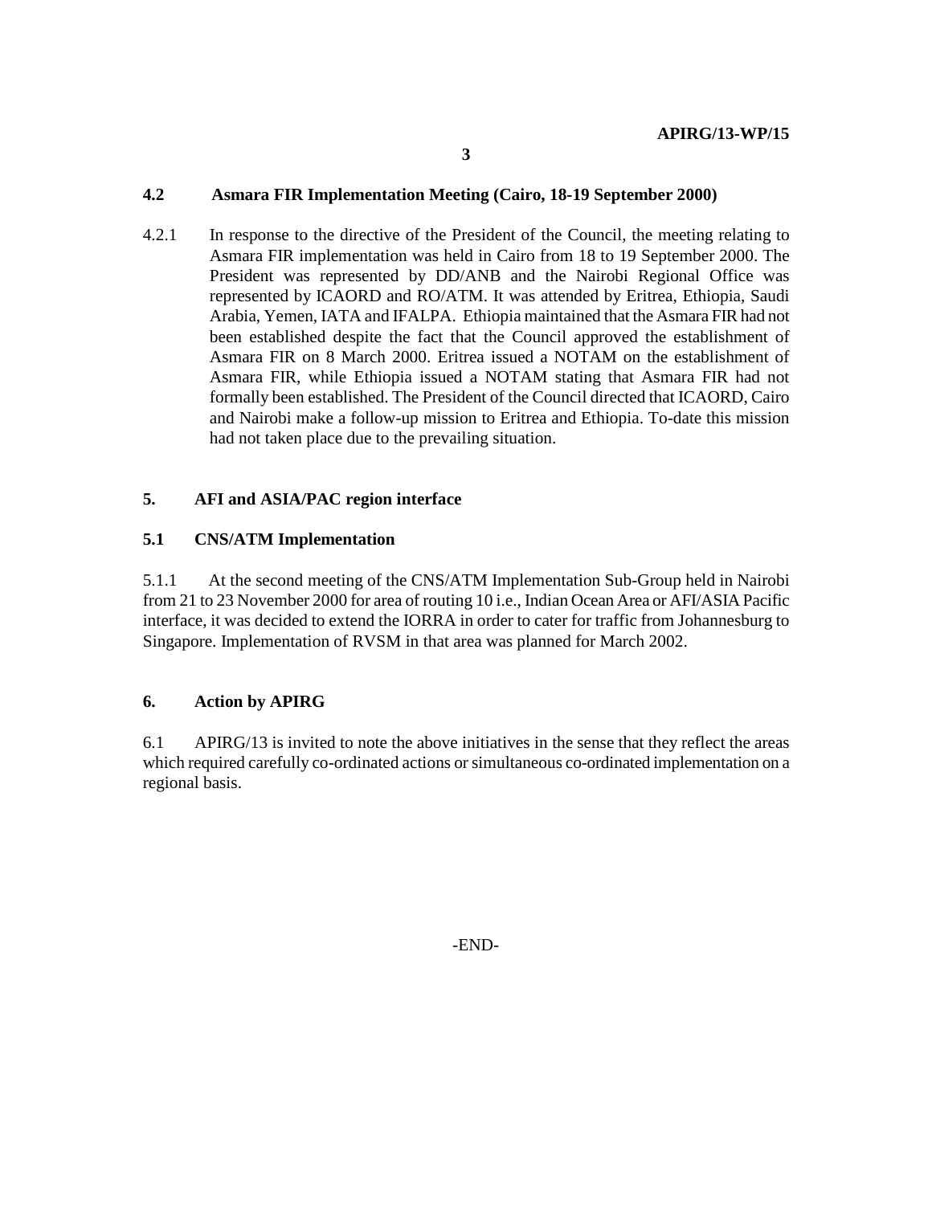### 4.2 Asmara FIR Implementation Meeting (Cairo, 18-19 September 2000)

4.2.1 In response to the directive of the President of the Council, the meeting relating to Asmara FIR implementation was held in Cairo from 18 to 19 September 2000. The President was represented by DD/ANB and the Nairobi Regional Office was represented by ICAORD and RO/ATM. It was attended by Eritrea, Ethiopia, Saudi Arabia, Yemen, IATA and IFALPA. Ethiopia maintained that the Asmara FIR had not been established despite the fact that the Council approved the establishment of Asmara FIR on 8 March 2000. Eritrea issued a NOTAM on the establishment of Asmara FIR, while Ethiopia issued a NOTAM stating that Asmara FIR had not formally been established. The President of the Council directed that ICAORD, Cairo and Nairobi make a follow-up mission to Eritrea and Ethiopia. To-date this mission had not taken place due to the prevailing situation.

## 5. AFI and ASIA/PAC region interface

### 5.1 CNS/ATM Implementation

5.1.1 At the second meeting of the CNS/ATM Implementation Sub-Group held in Nairobi from 21 to 23 November 2000 for area of routing 10 i.e., Indian Ocean Area or AFI/ASIA Pacific interface, it was decided to extend the IORRA in order to cater for traffic from Johannesburg to Singapore. Implementation of RVSM in that area was planned for March 2002.

## 6. Action by APIRG

6.1 APIRG/13 is invited to note the above initiatives in the sense that they reflect the areas which required carefully co-ordinated actions or simultaneous co-ordinated implementation on a regional basis.

-END-